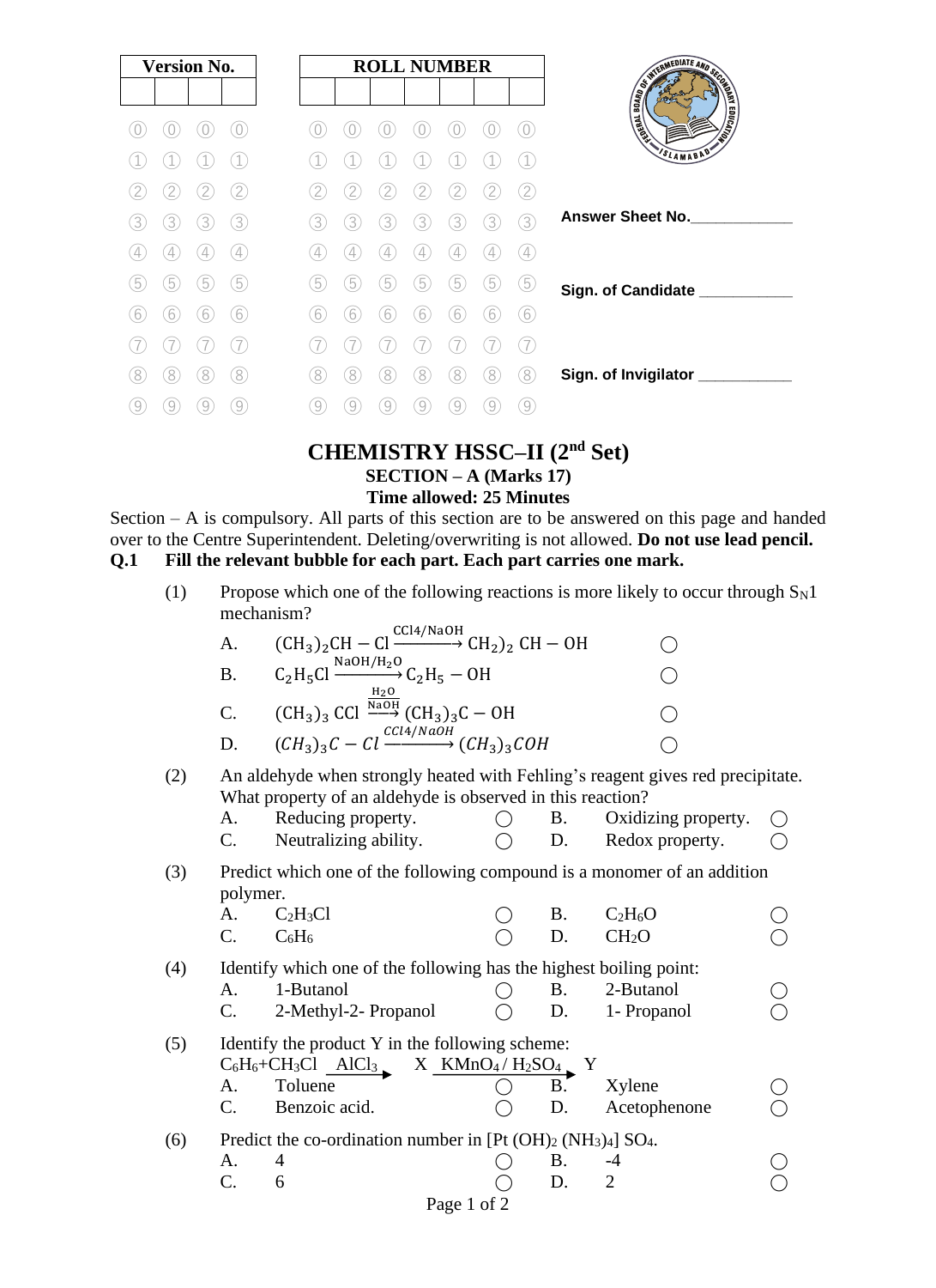| Version No. | | | |
|---|---|---|---|
| | | | |

| ROLL NUMBER | | | | | | |
|---|---|---|---|---|---|---|
| | | | | | | |

Answer Sheet No.____________

Sign. of Candidate ___________

Sign. of Invigilator ___________

# CHEMISTRY HSSC–II (2nd Set)

## SECTION – A (Marks 17)

## Time allowed: 25 Minutes

Section – A is compulsory. All parts of this section are to be answered on this page and handed over to the Centre Superintendent. Deleting/overwriting is not allowed. **Do not use lead pencil.**

**Q.1 Fill the relevant bubble for each part. Each part carries one mark.**

(1) Propose which one of the following reactions is more likely to occur through $S_N1$ mechanism?

A. $(CH_3)_2CH - Cl \xrightarrow{CCl4/NaOH} CH_2)_2\ CH - OH$ ◯

B. $C_2H_5Cl \xrightarrow{NaOH/H_2O} C_2H_5 - OH$ ◯

C. $(CH_3)_3\ CCl \xrightarrow[NaOH]{H_2O} (CH_3)_3C - OH$ ◯

D. $(CH_3)_3C - Cl \xrightarrow{CCl4/NaOH} (CH_3)_3COH$ ◯

(2) An aldehyde when strongly heated with Fehling's reagent gives red precipitate. What property of an aldehyde is observed in this reaction?

A. Reducing property. ◯ B. Oxidizing property. ◯
C. Neutralizing ability. ◯ D. Redox property. ◯

(3) Predict which one of the following compound is a monomer of an addition polymer.

A. $C_2H_3Cl$ ◯ B. $C_2H_6O$ ◯
C. $C_6H_6$ ◯ D. $CH_2O$ ◯

(4) Identify which one of the following has the highest boiling point:

A. 1-Butanol ◯ B. 2-Butanol ◯
C. 2-Methyl-2- Propanol ◯ D. 1- Propanol ◯

(5) Identify the product Y in the following scheme:

$C_6H_6 + CH_3Cl \xrightarrow{AlCl_3} X \xrightarrow{KMnO_4/\ H_2SO_4} Y$

A. Toluene ◯ B. Xylene ◯
C. Benzoic acid. ◯ D. Acetophenone ◯

(6) Predict the co-ordination number in $[Pt\ (OH)_2\ (NH_3)_4]\ SO_4$.

A. 4 ◯ B. -4 ◯
C. 6 ◯ D. 2 ◯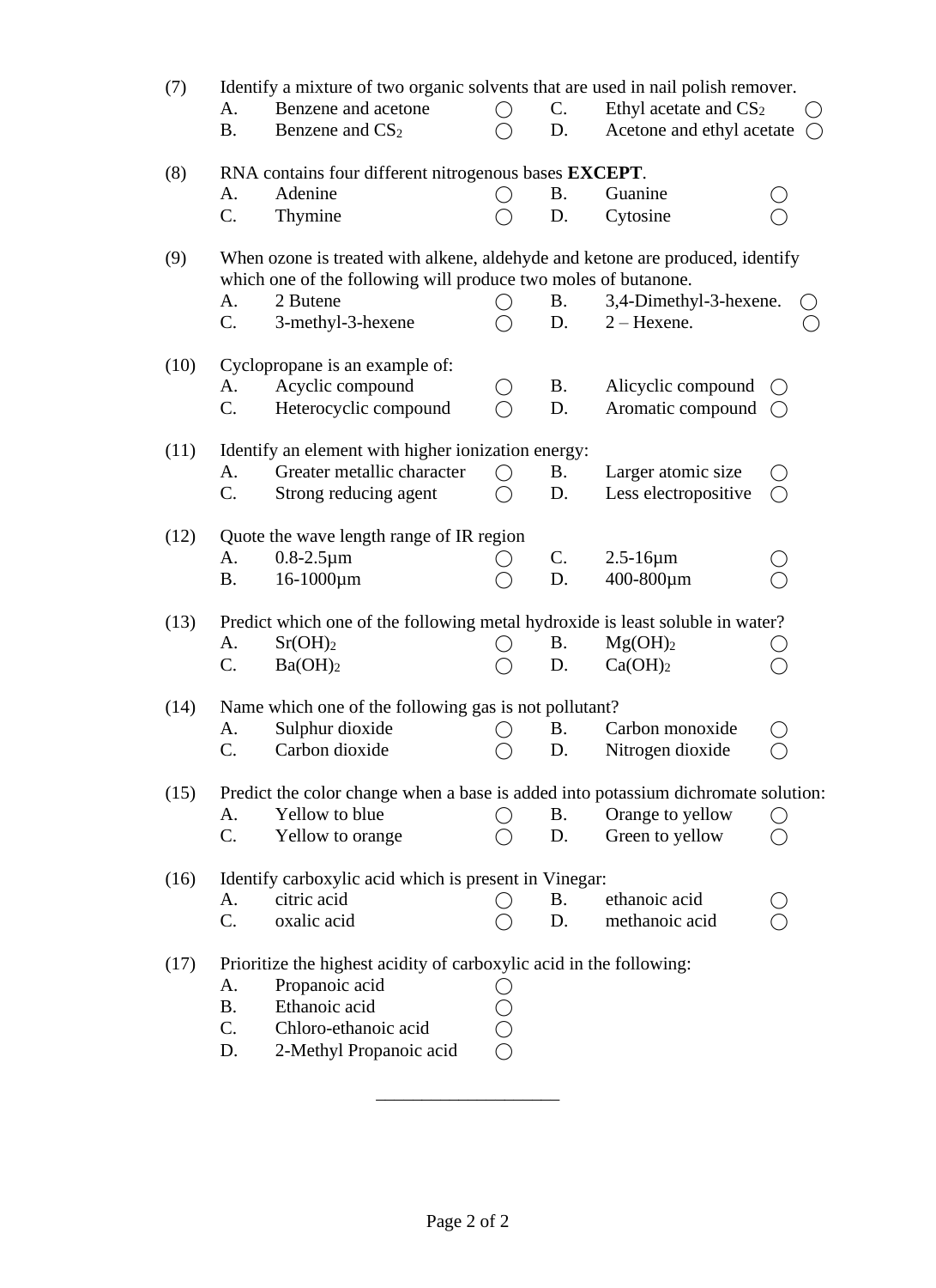(7) Identify a mixture of two organic solvents that are used in nail polish remover.

A. Benzene and acetone ◯
C. Ethyl acetate and $CS_2$ ◯
B. Benzene and $CS_2$ ◯
D. Acetone and ethyl acetate ◯

(8) RNA contains four different nitrogenous bases **EXCEPT**.

A. Adenine ◯
B. Guanine ◯
C. Thymine ◯
D. Cytosine ◯

(9) When ozone is treated with alkene, aldehyde and ketone are produced, identify which one of the following will produce two moles of butanone.

A. 2 Butene ◯
B. 3,4-Dimethyl-3-hexene. ◯
C. 3-methyl-3-hexene ◯
D. 2 – Hexene. ◯

(10) Cyclopropane is an example of:

A. Acyclic compound ◯
B. Alicyclic compound ◯
C. Heterocyclic compound ◯
D. Aromatic compound ◯

(11) Identify an element with higher ionization energy:

A. Greater metallic character ◯
B. Larger atomic size ◯
C. Strong reducing agent ◯
D. Less electropositive ◯

(12) Quote the wave length range of IR region

A. 0.8-2.5μm ◯
C. 2.5-16μm ◯
B. 16-1000μm ◯
D. 400-800μm ◯

(13) Predict which one of the following metal hydroxide is least soluble in water?

A. $Sr(OH)_2$ ◯
B. $Mg(OH)_2$ ◯
C. $Ba(OH)_2$ ◯
D. $Ca(OH)_2$ ◯

(14) Name which one of the following gas is not pollutant?

A. Sulphur dioxide ◯
B. Carbon monoxide ◯
C. Carbon dioxide ◯
D. Nitrogen dioxide ◯

(15) Predict the color change when a base is added into potassium dichromate solution:

A. Yellow to blue ◯
B. Orange to yellow ◯
C. Yellow to orange ◯
D. Green to yellow ◯

(16) Identify carboxylic acid which is present in Vinegar:

A. citric acid ◯
B. ethanoic acid ◯
C. oxalic acid ◯
D. methanoic acid ◯

(17) Prioritize the highest acidity of carboxylic acid in the following:

A. Propanoic acid ◯
B. Ethanoic acid ◯
C. Chloro-ethanoic acid ◯
D. 2-Methyl Propanoic acid ◯

\_\_\_\_\_\_\_\_\_\_\_\_\_\_\_\_\_\_\_\_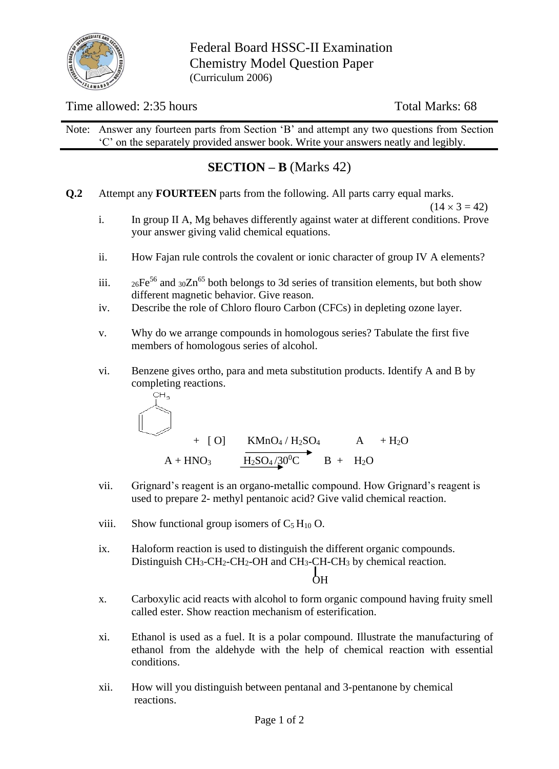Federal Board HSSC-II Examination
Chemistry Model Question Paper
(Curriculum 2006)

Time allowed: 2:35 hours | Total Marks: 68

Note: Answer any fourteen parts from Section 'B' and attempt any two questions from Section 'C' on the separately provided answer book. Write your answers neatly and legibly.

## SECTION – B (Marks 42)

**Q.2** Attempt any **FOURTEEN** parts from the following. All parts carry equal marks. $(14 \times 3 = 42)$

i. In group II A, Mg behaves differently against water at different conditions. Prove your answer giving valid chemical equations.

ii. How Fajan rule controls the covalent or ionic character of group IV A elements?

iii. $_{26}Fe^{56}$ and $_{30}Zn^{65}$ both belongs to 3d series of transition elements, but both show different magnetic behavior. Give reason.

iv. Describe the role of Chloro flouro Carbon (CFCs) in depleting ozone layer.

v. Why do we arrange compounds in homologous series? Tabulate the first five members of homologous series of alcohol.

vi. Benzene gives ortho, para and meta substitution products. Identify A and B by completing reactions.

$$C_6H_5CH_3 + [O] \xrightarrow{KMnO_4 / H_2SO_4} A + H_2O$$

$$A + HNO_3 \xrightarrow{H_2SO_4 / 30^0C} B + H_2O$$

vii. Grignard's reagent is an organo-metallic compound. How Grignard's reagent is used to prepare 2- methyl pentanoic acid? Give valid chemical reaction.

viii. Show functional group isomers of $C_5H_{10}O$.

ix. Haloform reaction is used to distinguish the different organic compounds. Distinguish $CH_3\text{-}CH_2\text{-}CH_2\text{-}OH$ and $CH_3\text{-}CH(OH)\text{-}CH_3$ by chemical reaction.

x. Carboxylic acid reacts with alcohol to form organic compound having fruity smell called ester. Show reaction mechanism of esterification.

xi. Ethanol is used as a fuel. It is a polar compound. Illustrate the manufacturing of ethanol from the aldehyde with the help of chemical reaction with essential conditions.

xii. How will you distinguish between pentanal and 3-pentanone by chemical reactions.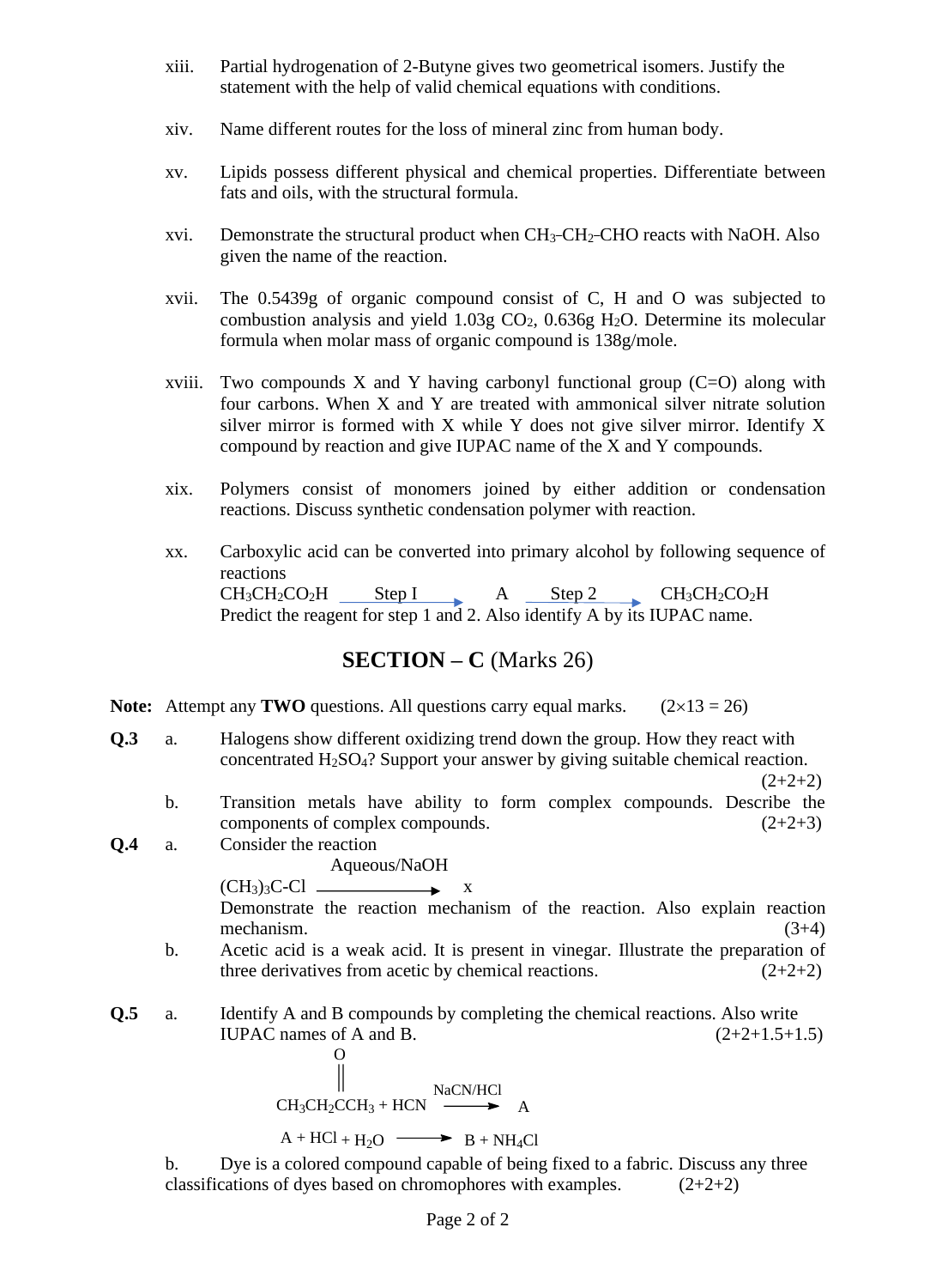xiii. Partial hydrogenation of 2-Butyne gives two geometrical isomers. Justify the statement with the help of valid chemical equations with conditions.

xiv. Name different routes for the loss of mineral zinc from human body.

xv. Lipids possess different physical and chemical properties. Differentiate between fats and oils, with the structural formula.

xvi. Demonstrate the structural product when $CH_3$–$CH_2$–CHO reacts with NaOH. Also given the name of the reaction.

xvii. The 0.5439g of organic compound consist of C, H and O was subjected to combustion analysis and yield 1.03g $CO_2$, 0.636g $H_2O$. Determine its molecular formula when molar mass of organic compound is 138g/mole.

xviii. Two compounds X and Y having carbonyl functional group (C=O) along with four carbons. When X and Y are treated with ammonical silver nitrate solution silver mirror is formed with X while Y does not give silver mirror. Identify X compound by reaction and give IUPAC name of the X and Y compounds.

xix. Polymers consist of monomers joined by either addition or condensation reactions. Discuss synthetic condensation polymer with reaction.

xx. Carboxylic acid can be converted into primary alcohol by following sequence of reactions

$$CH_3CH_2CO_2H \xrightarrow{\text{Step I}} A \xrightarrow{\text{Step 2}} CH_3CH_2CO_2H$$

Predict the reagent for step 1 and 2. Also identify A by its IUPAC name.

## SECTION – C (Marks 26)

**Note:** Attempt any **TWO** questions. All questions carry equal marks. (2×13 = 26)

**Q.3** a. Halogens show different oxidizing trend down the group. How they react with concentrated $H_2SO_4$? Support your answer by giving suitable chemical reaction. (2+2+2)

b. Transition metals have ability to form complex compounds. Describe the components of complex compounds. (2+2+3)

**Q.4** a. Consider the reaction

$$(CH_3)_3C\text{-}Cl \xrightarrow{\text{Aqueous/NaOH}} x$$

Demonstrate the reaction mechanism of the reaction. Also explain reaction mechanism. (3+4)

b. Acetic acid is a weak acid. It is present in vinegar. Illustrate the preparation of three derivatives from acetic by chemical reactions. (2+2+2)

**Q.5** a. Identify A and B compounds by completing the chemical reactions. Also write IUPAC names of A and B. (2+2+1.5+1.5)

$$CH_3CH_2\overset{\overset{\large O}{\|}}{C}CH_3 + HCN \xrightarrow{NaCN/HCl} A$$

$$A + HCl + H_2O \longrightarrow B + NH_4Cl$$

b. Dye is a colored compound capable of being fixed to a fabric. Discuss any three classifications of dyes based on chromophores with examples. (2+2+2)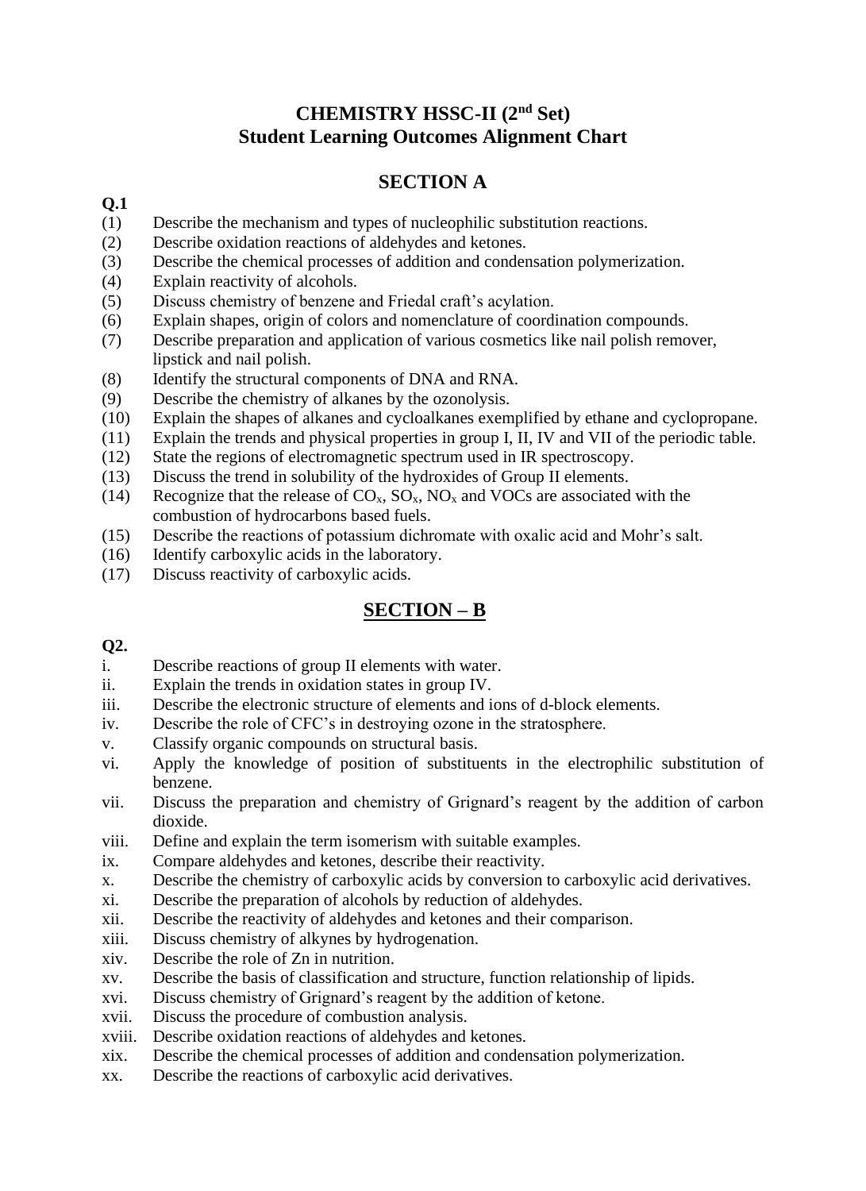# CHEMISTRY HSSC-II (2nd Set)
## Student Learning Outcomes Alignment Chart

## SECTION A

**Q.1**

(1) Describe the mechanism and types of nucleophilic substitution reactions.
(2) Describe oxidation reactions of aldehydes and ketones.
(3) Describe the chemical processes of addition and condensation polymerization.
(4) Explain reactivity of alcohols.
(5) Discuss chemistry of benzene and Friedal craft's acylation.
(6) Explain shapes, origin of colors and nomenclature of coordination compounds.
(7) Describe preparation and application of various cosmetics like nail polish remover, lipstick and nail polish.
(8) Identify the structural components of DNA and RNA.
(9) Describe the chemistry of alkanes by the ozonolysis.
(10) Explain the shapes of alkanes and cycloalkanes exemplified by ethane and cyclopropane.
(11) Explain the trends and physical properties in group I, II, IV and VII of the periodic table.
(12) State the regions of electromagnetic spectrum used in IR spectroscopy.
(13) Discuss the trend in solubility of the hydroxides of Group II elements.
(14) Recognize that the release of $CO_x$, $SO_x$, $NO_x$ and VOCs are associated with the combustion of hydrocarbons based fuels.
(15) Describe the reactions of potassium dichromate with oxalic acid and Mohr's salt.
(16) Identify carboxylic acids in the laboratory.
(17) Discuss reactivity of carboxylic acids.

## SECTION – B

**Q2.**

i. Describe reactions of group II elements with water.
ii. Explain the trends in oxidation states in group IV.
iii. Describe the electronic structure of elements and ions of d-block elements.
iv. Describe the role of CFC's in destroying ozone in the stratosphere.
v. Classify organic compounds on structural basis.
vi. Apply the knowledge of position of substituents in the electrophilic substitution of benzene.
vii. Discuss the preparation and chemistry of Grignard's reagent by the addition of carbon dioxide.
viii. Define and explain the term isomerism with suitable examples.
ix. Compare aldehydes and ketones, describe their reactivity.
x. Describe the chemistry of carboxylic acids by conversion to carboxylic acid derivatives.
xi. Describe the preparation of alcohols by reduction of aldehydes.
xii. Describe the reactivity of aldehydes and ketones and their comparison.
xiii. Discuss chemistry of alkynes by hydrogenation.
xiv. Describe the role of Zn in nutrition.
xv. Describe the basis of classification and structure, function relationship of lipids.
xvi. Discuss chemistry of Grignard's reagent by the addition of ketone.
xvii. Discuss the procedure of combustion analysis.
xviii. Describe oxidation reactions of aldehydes and ketones.
xix. Describe the chemical processes of addition and condensation polymerization.
xx. Describe the reactions of carboxylic acid derivatives.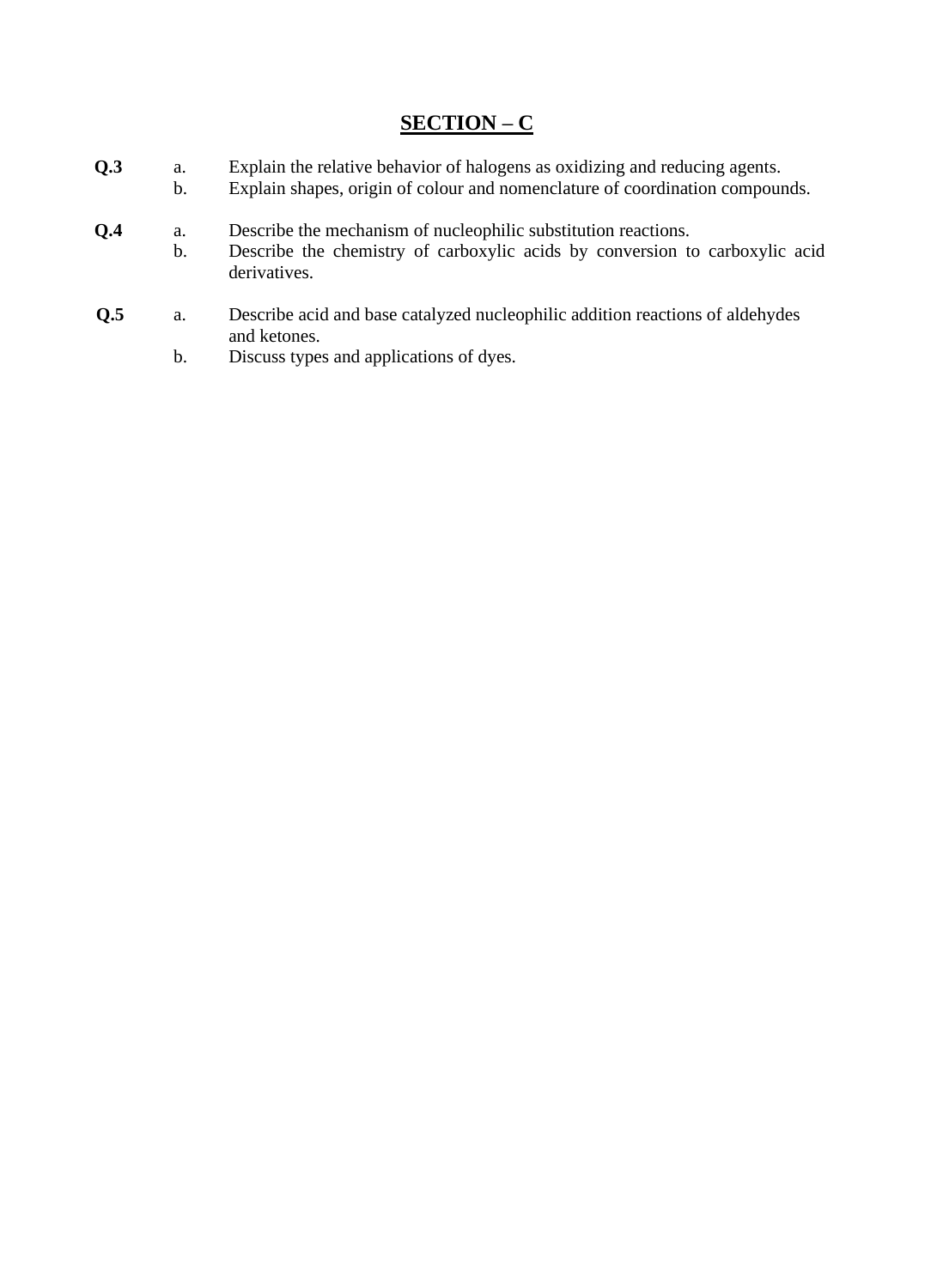## SECTION – C

**Q.3**

a. Explain the relative behavior of halogens as oxidizing and reducing agents.

b. Explain shapes, origin of colour and nomenclature of coordination compounds.

**Q.4**

a. Describe the mechanism of nucleophilic substitution reactions.

b. Describe the chemistry of carboxylic acids by conversion to carboxylic acid derivatives.

**Q.5**

a. Describe acid and base catalyzed nucleophilic addition reactions of aldehydes and ketones.

b. Discuss types and applications of dyes.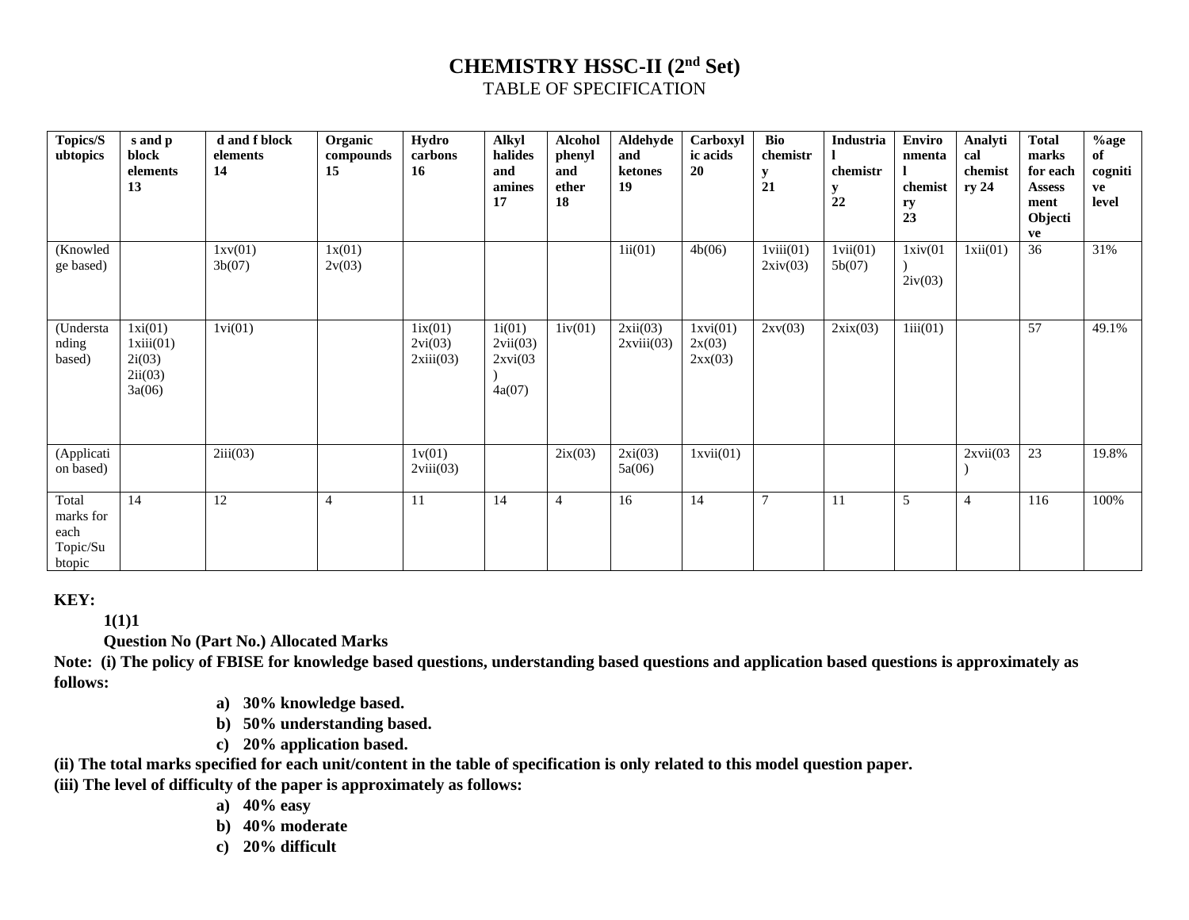# CHEMISTRY HSSC-II (2nd Set)

TABLE OF SPECIFICATION

| Topics/Subtopics | s and p block elements 13 | d and f block elements 14 | Organic compounds 15 | Hydro carbons 16 | Alkyl halides and amines 17 | Alcohol phenyl and ether 18 | Aldehyde and ketones 19 | Carboxylic acids 20 | Bio chemistry 21 | Industrial chemistry 22 | Environmental chemistry 23 | Analytical chemistry 24 | Total marks for each Assessment Objective | %age of cognitive level |
|---|---|---|---|---|---|---|---|---|---|---|---|---|---|---|
| (Knowledge based) | | 1xv(01) 3b(07) | 1x(01) 2v(03) | | | | 1ii(01) | 4b(06) | 1viii(01) 2xiv(03) | 1vii(01) 5b(07) | 1xiv(01) 2iv(03) | 1xii(01) | 36 | 31% |
| (Understanding based) | 1xi(01) 1xiii(01) 2i(03) 2ii(03) 3a(06) | 1vi(01) | | 1ix(01) 2vi(03) 2xiii(03) | 1i(01) 2vii(03) 2xvi(03) 4a(07) | 1iv(01) | 2xii(03) 2xviii(03) | 1xvi(01) 2x(03) 2xx(03) | 2xv(03) | 2xix(03) | 1iii(01) | | 57 | 49.1% |
| (Application based) | | 2iii(03) | | 1v(01) 2viii(03) | | 2ix(03) | 2xi(03) 5a(06) | 1xvii(01) | | | | 2xvii(03) | 23 | 19.8% |
| Total marks for each Topic/Subtopic | 14 | 12 | 4 | 11 | 14 | 4 | 16 | 14 | 7 | 11 | 5 | 4 | 116 | 100% |

**KEY:**

**1(1)1**

**Question No (Part No.) Allocated Marks**

**Note: (i) The policy of FBISE for knowledge based questions, understanding based questions and application based questions is approximately as follows:**

a) **30% knowledge based.**
b) **50% understanding based.**
c) **20% application based.**

**(ii) The total marks specified for each unit/content in the table of specification is only related to this model question paper.**

**(iii) The level of difficulty of the paper is approximately as follows:**

a) **40% easy**
b) **40% moderate**
c) **20% difficult**